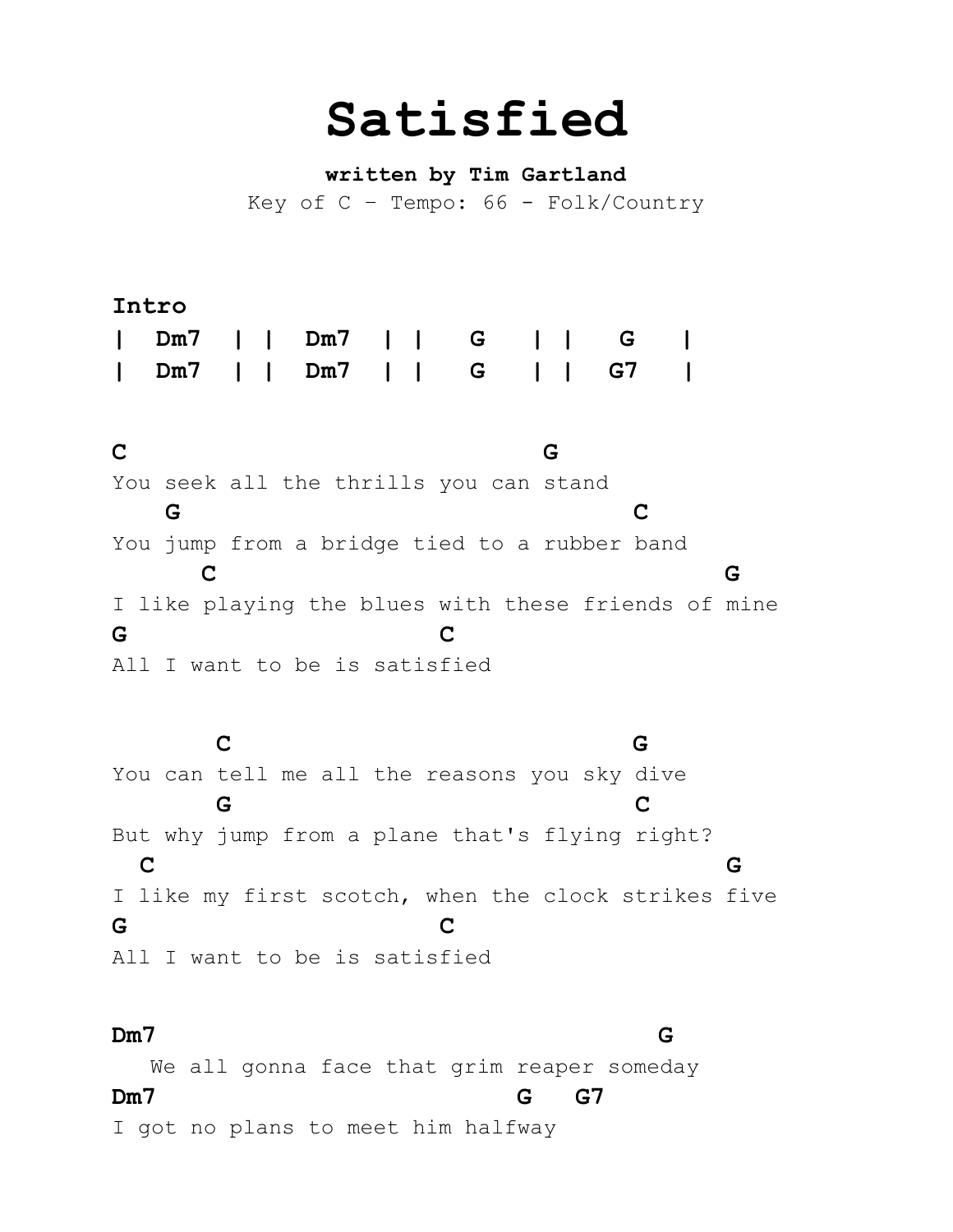# Satisfied

**written by Tim Gartland**

Key of C – Tempo: 66 - Folk/Country

**Intro**

```
|  Dm7  | |  Dm7  | |   G   | |   G   |
|  Dm7  | |  Dm7  | |   G   | |  G7   |
```

```
C                               G
You seek all the thrills you can stand
   G                                   C
You jump from a bridge tied to a rubber band
     C                                       G
I like playing the blues with these friends of mine
G                       C
All I want to be is satisfied
```

```
        C                            G
You can tell me all the reasons you sky dive
        G                            C
But why jump from a plane that's flying right?
  C                                          G
I like my first scotch, when the clock strikes five
G                       C
All I want to be is satisfied
```

```
Dm7                                    G
   We all gonna face that grim reaper someday
Dm7                            G   G7
I got no plans to meet him halfway
```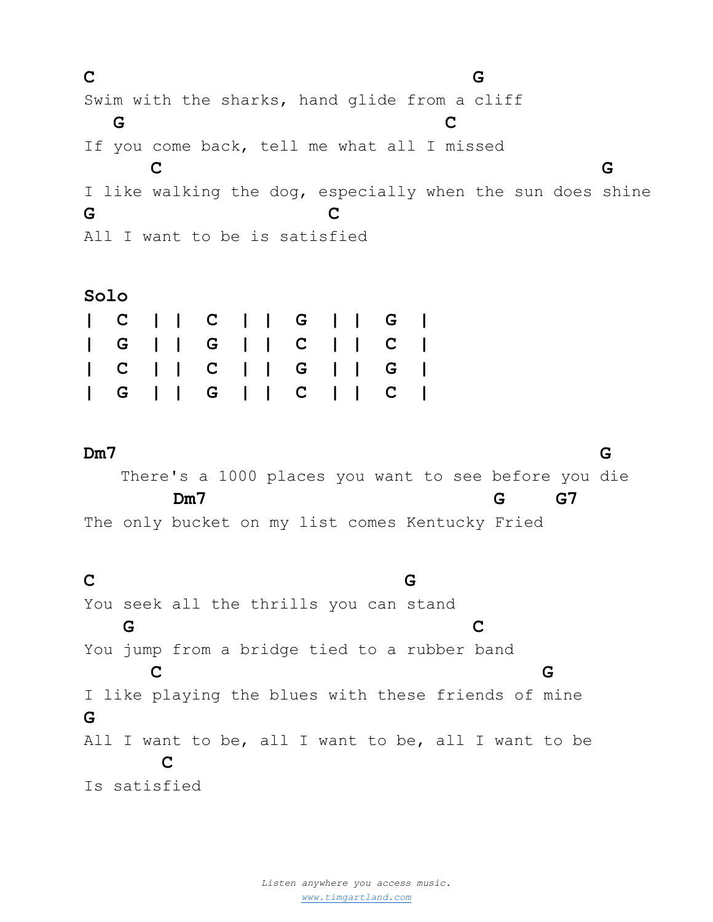```
C                                        G
Swim with the sharks, hand glide from a cliff
   G                                  C
If you come back, tell me what all I missed
       C                                           G
I like walking the dog, especially when the sun does shine
G                         C
All I want to be is satisfied
```

**Solo**

```
|  C  | |  C  | |  G  | |  G  |
|  G  | |  G  | |  C  | |  C  |
|  C  | |  C  | |  G  | |  G  |
|  G  | |  G  | |  C  | |  C  |
```

```
Dm7                                                  G
    There's a 1000 places you want to see before you die
     Dm7                                 G      G7
The only bucket on my list comes Kentucky Fried
```

```
C                                 G
You seek all the thrills you can stand
    G                                C
You jump from a bridge tied to a rubber band
       C                                    G
I like playing the blues with these friends of mine
G
All I want to be, all I want to be, all I want to be
        C
Is satisfied
```

*Listen anywhere you access music.*
www.timgartland.com